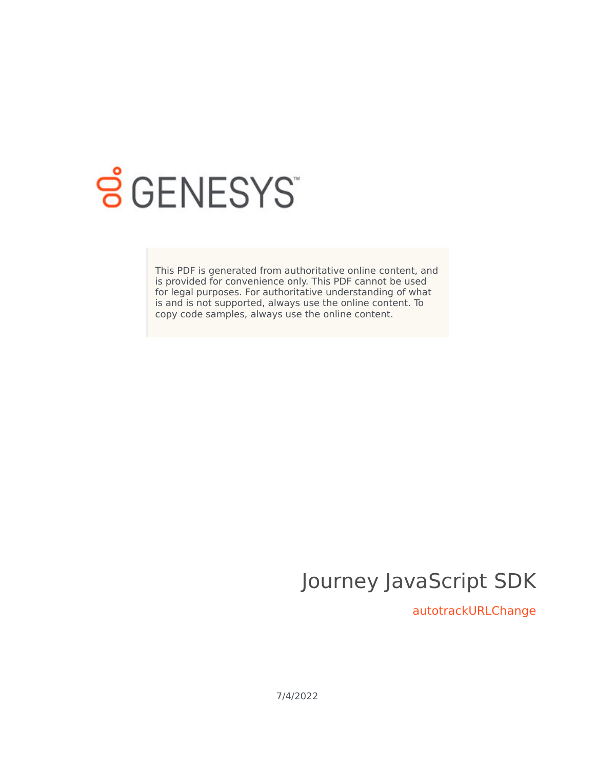GENESYS

This PDF is generated from authoritative online content, and is provided for convenience only. This PDF cannot be used for legal purposes. For authoritative understanding of what is and is not supported, always use the online content. To copy code samples, always use the online content.

# Journey JavaScript SDK

## autotrackURLChange

7/4/2022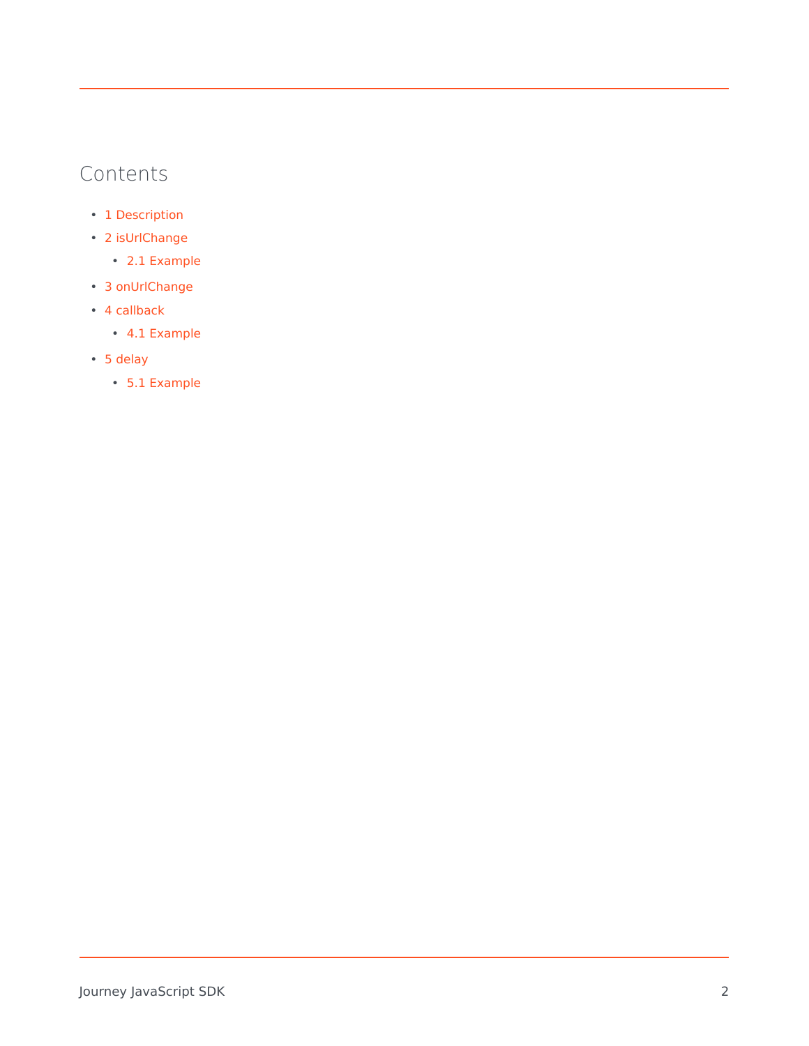## Contents

- 1 Description
- 2 isUrlChange
  - 2.1 Example
- 3 onUrlChange
- 4 callback
  - 4.1 Example
- 5 delay
  - 5.1 Example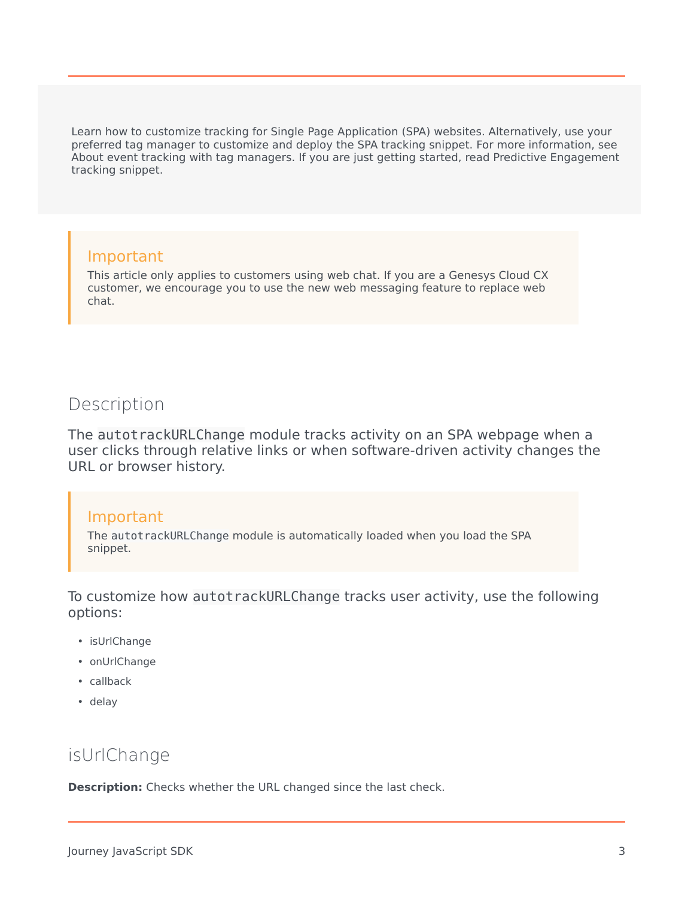Learn how to customize tracking for Single Page Application (SPA) websites. Alternatively, use your preferred tag manager to customize and deploy the SPA tracking snippet. For more information, see About event tracking with tag managers. If you are just getting started, read Predictive Engagement tracking snippet.

> **Important**
>
> This article only applies to customers using web chat. If you are a Genesys Cloud CX customer, we encourage you to use the new web messaging feature to replace web chat.

## Description

The `autotrackURLChange` module tracks activity on an SPA webpage when a user clicks through relative links or when software-driven activity changes the URL or browser history.

> **Important**
>
> The `autotrackURLChange` module is automatically loaded when you load the SPA snippet.

To customize how `autotrackURLChange` tracks user activity, use the following options:

- isUrlChange
- onUrlChange
- callback
- delay

## isUrlChange

**Description:** Checks whether the URL changed since the last check.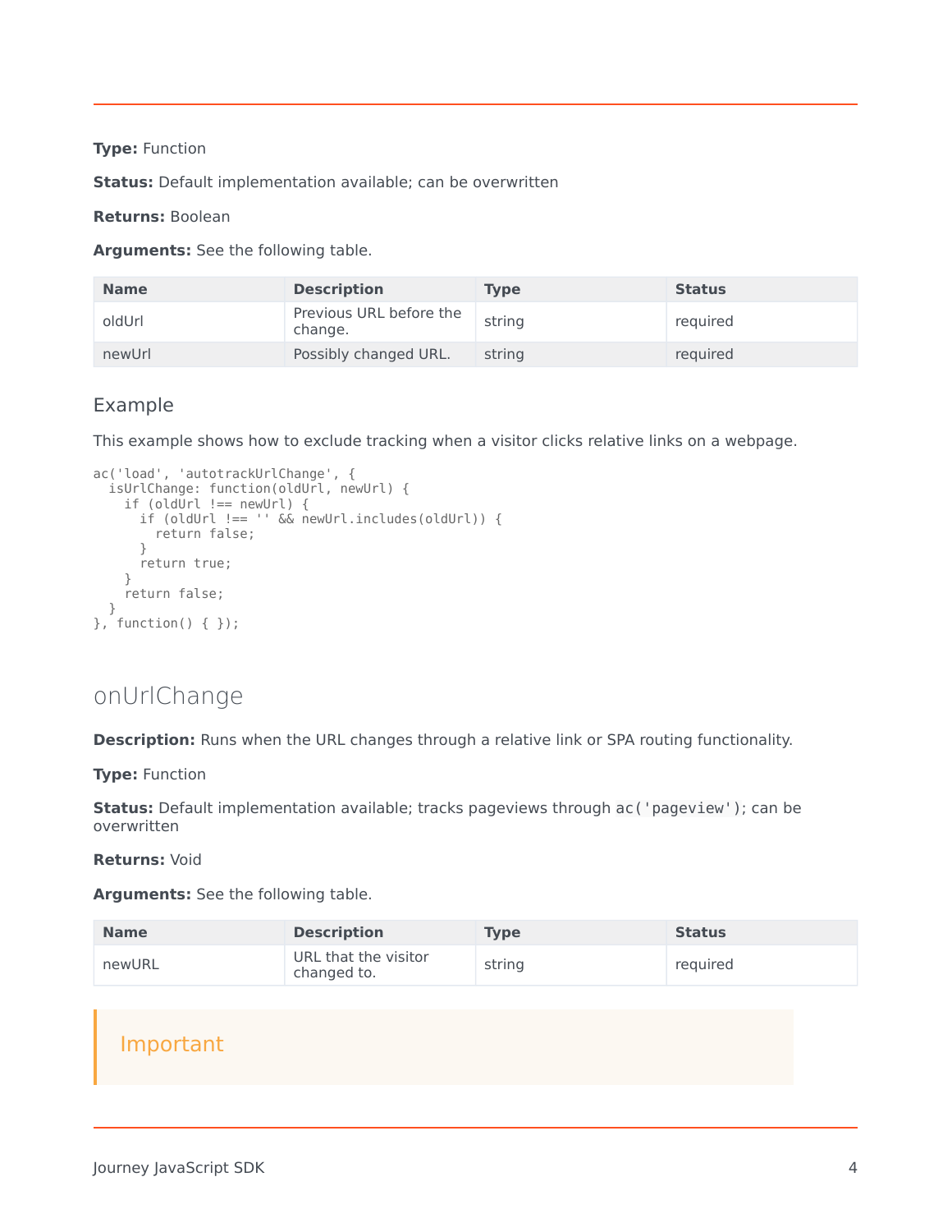**Type:** Function

**Status:** Default implementation available; can be overwritten

**Returns:** Boolean

**Arguments:** See the following table.

| Name | Description | Type | Status |
|---|---|---|---|
| oldUrl | Previous URL before the change. | string | required |
| newUrl | Possibly changed URL. | string | required |

### Example

This example shows how to exclude tracking when a visitor clicks relative links on a webpage.

```
ac('load', 'autotrackUrlChange', {
  isUrlChange: function(oldUrl, newUrl) {
    if (oldUrl !== newUrl) {
      if (oldUrl !== '' && newUrl.includes(oldUrl)) {
        return false;
      }
      return true;
    }
    return false;
  }
}, function() { });
```

## onUrlChange

**Description:** Runs when the URL changes through a relative link or SPA routing functionality.

**Type:** Function

**Status:** Default implementation available; tracks pageviews through `ac('pageview')`; can be overwritten

**Returns:** Void

**Arguments:** See the following table.

| Name | Description | Type | Status |
|---|---|---|---|
| newURL | URL that the visitor changed to. | string | required |

> **Important**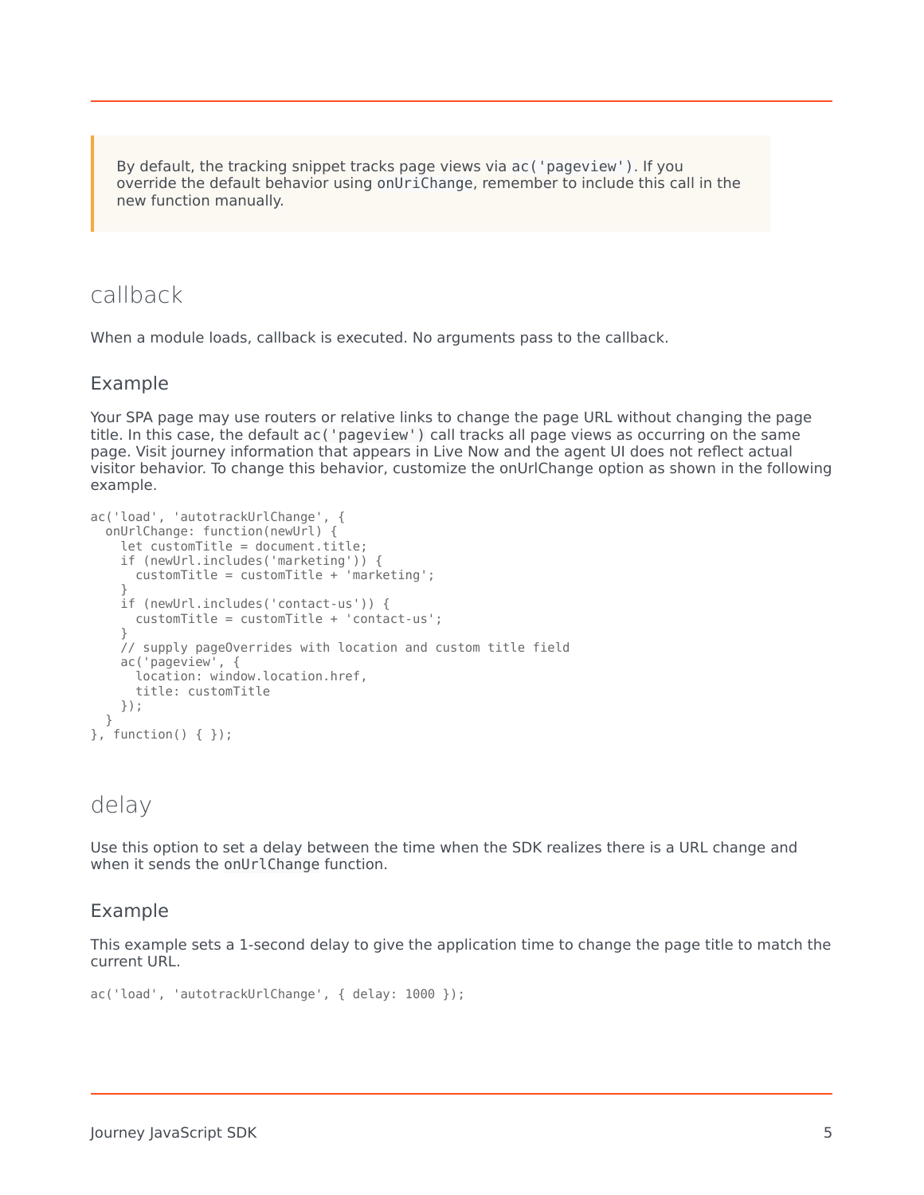> By default, the tracking snippet tracks page views via `ac('pageview')`. If you override the default behavior using `onUriChange`, remember to include this call in the new function manually.

## callback

When a module loads, callback is executed. No arguments pass to the callback.

### Example

Your SPA page may use routers or relative links to change the page URL without changing the page title. In this case, the default `ac('pageview')` call tracks all page views as occurring on the same page. Visit journey information that appears in Live Now and the agent UI does not reflect actual visitor behavior. To change this behavior, customize the onUrlChange option as shown in the following example.

```
ac('load', 'autotrackUrlChange', {
  onUrlChange: function(newUrl) {
    let customTitle = document.title;
    if (newUrl.includes('marketing')) {
      customTitle = customTitle + 'marketing';
    }
    if (newUrl.includes('contact-us')) {
      customTitle = customTitle + 'contact-us';
    }
    // supply pageOverrides with location and custom title field
    ac('pageview', {
      location: window.location.href,
      title: customTitle
    });
  }
}, function() { });
```

## delay

Use this option to set a delay between the time when the SDK realizes there is a URL change and when it sends the `onUrlChange` function.

### Example

This example sets a 1-second delay to give the application time to change the page title to match the current URL.

```
ac('load', 'autotrackUrlChange', { delay: 1000 });
```